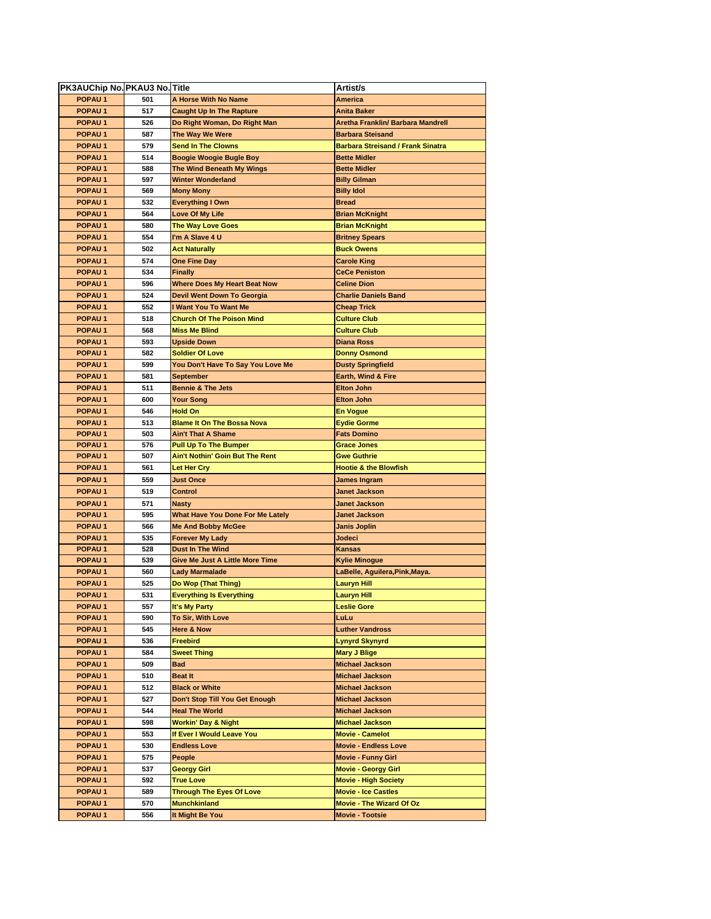| PK3AUChip No. | PKAU3 No. | Title | Artist/s |
|---|---|---|---|
| POPAU 1 | 501 | A Horse With No Name | America |
| POPAU 1 | 517 | Caught Up In The Rapture | Anita Baker |
| POPAU 1 | 526 | Do Right Woman, Do Right Man | Aretha Franklin/ Barbara Mandrell |
| POPAU 1 | 587 | The Way We Were | Barbara Steisand |
| POPAU 1 | 579 | Send In The Clowns | Barbara Streisand / Frank Sinatra |
| POPAU 1 | 514 | Boogie Woogie Bugle Boy | Bette Midler |
| POPAU 1 | 588 | The Wind Beneath My Wings | Bette Midler |
| POPAU 1 | 597 | Winter Wonderland | Billy Gilman |
| POPAU 1 | 569 | Mony Mony | Billy Idol |
| POPAU 1 | 532 | Everything I Own | Bread |
| POPAU 1 | 564 | Love Of My Life | Brian McKnight |
| POPAU 1 | 580 | The Way Love Goes | Brian McKnight |
| POPAU 1 | 554 | I'm A Slave 4 U | Britney Spears |
| POPAU 1 | 502 | Act Naturally | Buck Owens |
| POPAU 1 | 574 | One Fine Day | Carole King |
| POPAU 1 | 534 | Finally | CeCe Peniston |
| POPAU 1 | 596 | Where Does My Heart Beat Now | Celine Dion |
| POPAU 1 | 524 | Devil Went Down To Georgia | Charlie Daniels Band |
| POPAU 1 | 552 | I Want You To Want Me | Cheap Trick |
| POPAU 1 | 518 | Church Of The Poison Mind | Culture Club |
| POPAU 1 | 568 | Miss Me Blind | Culture Club |
| POPAU 1 | 593 | Upside Down | Diana Ross |
| POPAU 1 | 582 | Soldier Of Love | Donny Osmond |
| POPAU 1 | 599 | You Don't Have To Say You Love Me | Dusty Springfield |
| POPAU 1 | 581 | September | Earth, Wind & Fire |
| POPAU 1 | 511 | Bennie & The Jets | Elton John |
| POPAU 1 | 600 | Your Song | Elton John |
| POPAU 1 | 546 | Hold On | En Vogue |
| POPAU 1 | 513 | Blame It On The Bossa Nova | Eydie Gorme |
| POPAU 1 | 503 | Ain't That A Shame | Fats Domino |
| POPAU 1 | 576 | Pull Up To The Bumper | Grace Jones |
| POPAU 1 | 507 | Ain't Nothin' Goin But The Rent | Gwe Guthrie |
| POPAU 1 | 561 | Let Her Cry | Hootie & the Blowfish |
| POPAU 1 | 559 | Just Once | James Ingram |
| POPAU 1 | 519 | Control | Janet Jackson |
| POPAU 1 | 571 | Nasty | Janet Jackson |
| POPAU 1 | 595 | What Have You Done For Me Lately | Janet Jackson |
| POPAU 1 | 566 | Me And Bobby McGee | Janis Joplin |
| POPAU 1 | 535 | Forever My Lady | Jodeci |
| POPAU 1 | 528 | Dust In The Wind | Kansas |
| POPAU 1 | 539 | Give Me Just A Little More Time | Kylie Minogue |
| POPAU 1 | 560 | Lady Marmalade | LaBelle, Aguilera,Pink,Maya. |
| POPAU 1 | 525 | Do Wop (That Thing) | Lauryn Hill |
| POPAU 1 | 531 | Everything Is Everything | Lauryn Hill |
| POPAU 1 | 557 | It's My Party | Leslie Gore |
| POPAU 1 | 590 | To Sir, With Love | LuLu |
| POPAU 1 | 545 | Here & Now | Luther Vandross |
| POPAU 1 | 536 | Freebird | Lynyrd Skynyrd |
| POPAU 1 | 584 | Sweet Thing | Mary J Blige |
| POPAU 1 | 509 | Bad | Michael Jackson |
| POPAU 1 | 510 | Beat It | Michael Jackson |
| POPAU 1 | 512 | Black or White | Michael Jackson |
| POPAU 1 | 527 | Don't Stop Till You Get Enough | Michael Jackson |
| POPAU 1 | 544 | Heal The World | Michael Jackson |
| POPAU 1 | 598 | Workin' Day & Night | Michael Jackson |
| POPAU 1 | 553 | If Ever I Would Leave You | Movie - Camelot |
| POPAU 1 | 530 | Endless Love | Movie - Endless Love |
| POPAU 1 | 575 | People | Movie - Funny Girl |
| POPAU 1 | 537 | Georgy Girl | Movie - Georgy Girl |
| POPAU 1 | 592 | True Love | Movie - High Society |
| POPAU 1 | 589 | Through The Eyes Of Love | Movie - Ice Castles |
| POPAU 1 | 570 | Munchkinland | Movie - The Wizard Of Oz |
| POPAU 1 | 556 | It Might Be You | Movie - Tootsie |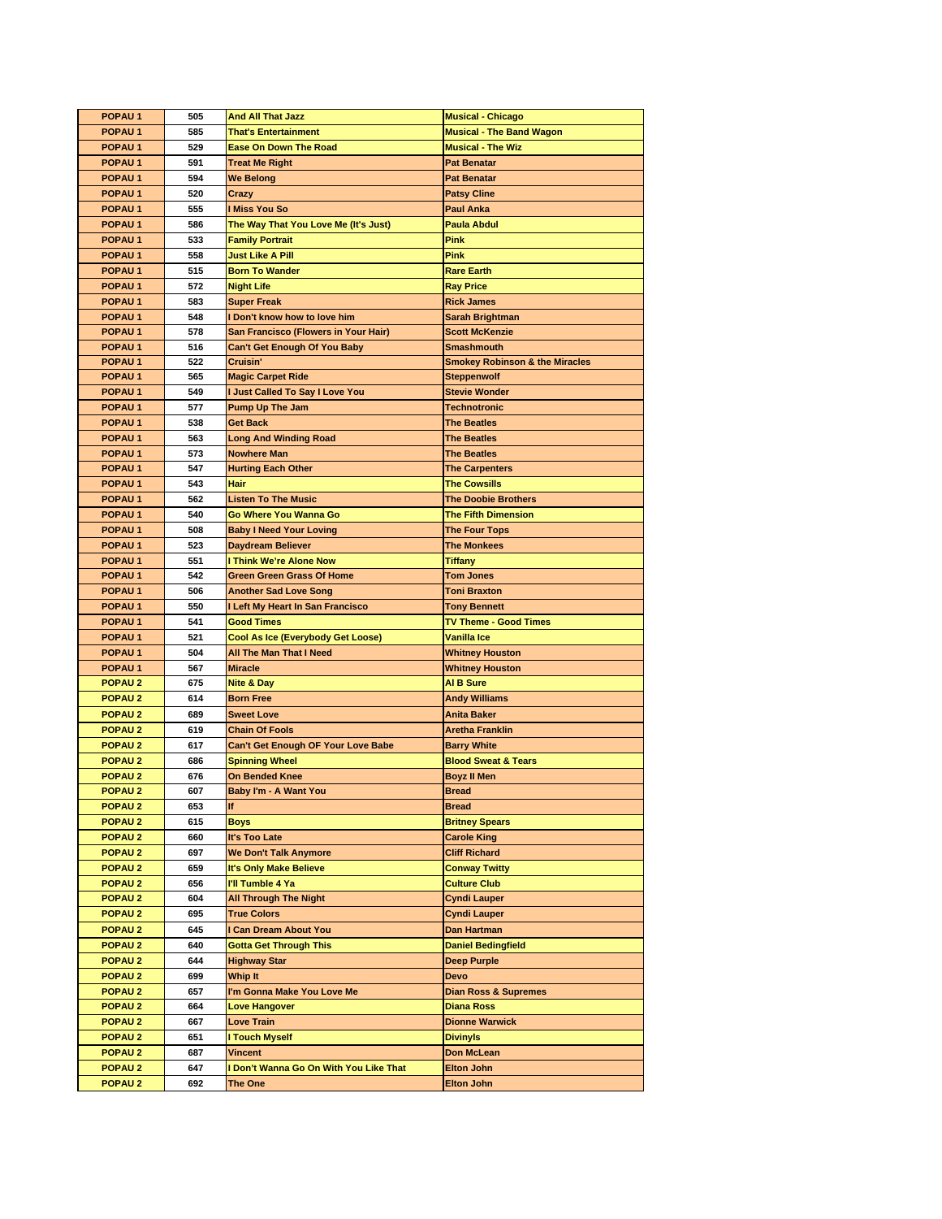| POPAU 1 | 505 | And All That Jazz | Musical - Chicago |
|---|---|---|---|
| POPAU 1 | 585 | That's Entertainment | Musical - The Band Wagon |
| POPAU 1 | 529 | Ease On Down The Road | Musical - The Wiz |
| POPAU 1 | 591 | Treat Me Right | Pat Benatar |
| POPAU 1 | 594 | We Belong | Pat Benatar |
| POPAU 1 | 520 | Crazy | Patsy Cline |
| POPAU 1 | 555 | I Miss You So | Paul Anka |
| POPAU 1 | 586 | The Way That You Love Me (It's Just) | Paula Abdul |
| POPAU 1 | 533 | Family Portrait | Pink |
| POPAU 1 | 558 | Just Like A Pill | Pink |
| POPAU 1 | 515 | Born To Wander | Rare Earth |
| POPAU 1 | 572 | Night Life | Ray Price |
| POPAU 1 | 583 | Super Freak | Rick James |
| POPAU 1 | 548 | I Don't know how to love him | Sarah Brightman |
| POPAU 1 | 578 | San Francisco (Flowers in Your Hair) | Scott McKenzie |
| POPAU 1 | 516 | Can't Get Enough Of You Baby | Smashmouth |
| POPAU 1 | 522 | Cruisin' | Smokey Robinson & the Miracles |
| POPAU 1 | 565 | Magic Carpet Ride | Steppenwolf |
| POPAU 1 | 549 | I Just Called To Say I Love You | Stevie Wonder |
| POPAU 1 | 577 | Pump Up The Jam | Technotronic |
| POPAU 1 | 538 | Get Back | The Beatles |
| POPAU 1 | 563 | Long And Winding Road | The Beatles |
| POPAU 1 | 573 | Nowhere Man | The Beatles |
| POPAU 1 | 547 | Hurting Each Other | The Carpenters |
| POPAU 1 | 543 | Hair | The Cowsills |
| POPAU 1 | 562 | Listen To The Music | The Doobie Brothers |
| POPAU 1 | 540 | Go Where You Wanna Go | The Fifth Dimension |
| POPAU 1 | 508 | Baby I Need Your Loving | The Four Tops |
| POPAU 1 | 523 | Daydream Believer | The Monkees |
| POPAU 1 | 551 | I Think We're Alone Now | Tiffany |
| POPAU 1 | 542 | Green Green Grass Of Home | Tom Jones |
| POPAU 1 | 506 | Another Sad Love Song | Toni Braxton |
| POPAU 1 | 550 | I Left My Heart In San Francisco | Tony Bennett |
| POPAU 1 | 541 | Good Times | TV Theme - Good Times |
| POPAU 1 | 521 | Cool As Ice (Everybody Get Loose) | Vanilla Ice |
| POPAU 1 | 504 | All The Man That I Need | Whitney Houston |
| POPAU 1 | 567 | Miracle | Whitney Houston |
| POPAU 2 | 675 | Nite & Day | Al B Sure |
| POPAU 2 | 614 | Born Free | Andy Williams |
| POPAU 2 | 689 | Sweet Love | Anita Baker |
| POPAU 2 | 619 | Chain Of Fools | Aretha Franklin |
| POPAU 2 | 617 | Can't Get Enough OF Your Love Babe | Barry White |
| POPAU 2 | 686 | Spinning Wheel | Blood Sweat & Tears |
| POPAU 2 | 676 | On Bended Knee | Boyz II Men |
| POPAU 2 | 607 | Baby I'm - A Want You | Bread |
| POPAU 2 | 653 | If | Bread |
| POPAU 2 | 615 | Boys | Britney Spears |
| POPAU 2 | 660 | It's Too Late | Carole King |
| POPAU 2 | 697 | We Don't Talk Anymore | Cliff Richard |
| POPAU 2 | 659 | It's Only Make Believe | Conway Twitty |
| POPAU 2 | 656 | I'll Tumble 4 Ya | Culture Club |
| POPAU 2 | 604 | All Through The Night | Cyndi Lauper |
| POPAU 2 | 695 | True Colors | Cyndi Lauper |
| POPAU 2 | 645 | I Can Dream About You | Dan Hartman |
| POPAU 2 | 640 | Gotta Get Through This | Daniel Bedingfield |
| POPAU 2 | 644 | Highway Star | Deep Purple |
| POPAU 2 | 699 | Whip It | Devo |
| POPAU 2 | 657 | I'm Gonna Make You Love Me | Dian Ross & Supremes |
| POPAU 2 | 664 | Love Hangover | Diana Ross |
| POPAU 2 | 667 | Love Train | Dionne Warwick |
| POPAU 2 | 651 | I Touch Myself | Divinyls |
| POPAU 2 | 687 | Vincent | Don McLean |
| POPAU 2 | 647 | I Don't Wanna Go On With You Like That | Elton John |
| POPAU 2 | 692 | The One | Elton John |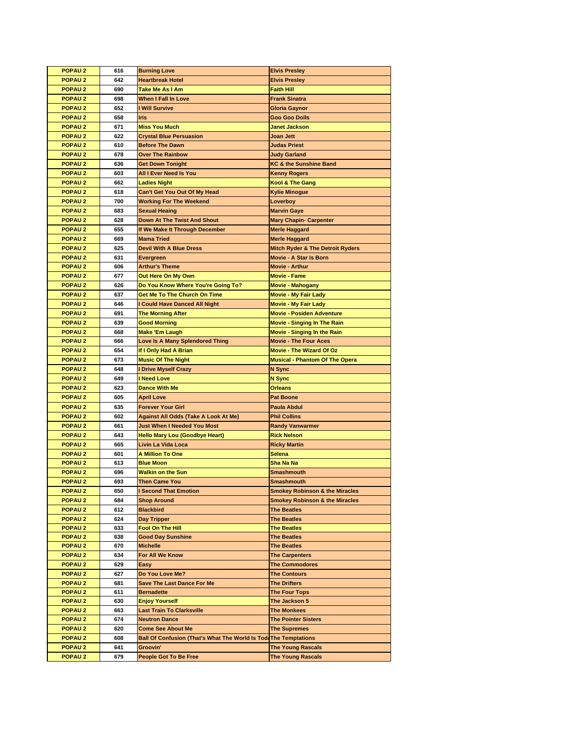| POPAU 2 | 616 | Burning Love | Elvis Presley |
|---|---|---|---|
| POPAU 2 | 642 | Heartbreak Hotel | Elvis Presley |
| POPAU 2 | 690 | Take Me As I Am | Faith Hill |
| POPAU 2 | 698 | When I Fall In Love | Frank Sinatra |
| POPAU 2 | 652 | I Will Survive | Gloria Gaynor |
| POPAU 2 | 658 | Iris | Goo Goo Dolls |
| POPAU 2 | 671 | Miss You Much | Janet Jackson |
| POPAU 2 | 622 | Crystal Blue Persuasion | Joan Jett |
| POPAU 2 | 610 | Before The Dawn | Judas Priest |
| POPAU 2 | 678 | Over The Rainbow | Judy Garland |
| POPAU 2 | 636 | Get Down Tonight | KC & the Sunshine Band |
| POPAU 2 | 603 | All I Ever Need Is You | Kenny Rogers |
| POPAU 2 | 662 | Ladies Night | Kool & The Gang |
| POPAU 2 | 618 | Can't Get You Out Of My Head | Kylie Minogue |
| POPAU 2 | 700 | Working For The Weekend | Loverboy |
| POPAU 2 | 683 | Sexual Heaing | Marvin Gaye |
| POPAU 2 | 628 | Down At The Twist And Shout | Mary Chapin- Carpenter |
| POPAU 2 | 655 | If We Make It Through December | Merle Haggard |
| POPAU 2 | 669 | Mama Tried | Merle Haggard |
| POPAU 2 | 625 | Devil With A Blue Dress | Mitch Ryder & The Detroit Ryders |
| POPAU 2 | 631 | Evergreen | Movie - A Star Is Born |
| POPAU 2 | 606 | Arthur's Theme | Movie - Arthur |
| POPAU 2 | 677 | Out Here On My Own | Movie - Fame |
| POPAU 2 | 626 | Do You Know Where You're Going To? | Movie - Mahogany |
| POPAU 2 | 637 | Get Me To The Church On Time | Movie - My Fair Lady |
| POPAU 2 | 646 | I Could Have Danced All Night | Movie - My Fair Lady |
| POPAU 2 | 691 | The Morning After | Movie - Posiden Adventure |
| POPAU 2 | 639 | Good Morning | Movie - Singing In The Rain |
| POPAU 2 | 668 | Make 'Em Laugh | Movie - Singing In the Rain |
| POPAU 2 | 666 | Love Is A Many Splendored Thing | Movie - The Four Aces |
| POPAU 2 | 654 | If I Only Had A Brian | Movie - The Wizard Of Oz |
| POPAU 2 | 673 | Music Of The Night | Musical - Phantom Of The Opera |
| POPAU 2 | 648 | I Drive Myself Crazy | N Sync |
| POPAU 2 | 649 | I Need Love | N Sync |
| POPAU 2 | 623 | Dance With Me | Orleans |
| POPAU 2 | 605 | April Love | Pat Boone |
| POPAU 2 | 635 | Forever Your Girl | Paula Abdul |
| POPAU 2 | 602 | Against All Odds (Take A Look At Me) | Phil Collins |
| POPAU 2 | 661 | Just When I Needed You Most | Randy Vanwarmer |
| POPAU 2 | 643 | Hello Mary Lou (Goodbye Heart) | Rick Nelson |
| POPAU 2 | 665 | Livin La Vida Loca | Ricky Martin |
| POPAU 2 | 601 | A Million To One | Selena |
| POPAU 2 | 613 | Blue Moon | Sha Na Na |
| POPAU 2 | 696 | Walkin on the Sun | Smashmouth |
| POPAU 2 | 693 | Then Came You | Smashmouth |
| POPAU 2 | 650 | I Second That Emotion | Smokey Robinson & the Miracles |
| POPAU 2 | 684 | Shop Around | Smokey Robinson & the Miracles |
| POPAU 2 | 612 | Blackbird | The Beatles |
| POPAU 2 | 624 | Day Tripper | The Beatles |
| POPAU 2 | 633 | Fool On The Hill | The Beatles |
| POPAU 2 | 638 | Good Day Sunshine | The Beatles |
| POPAU 2 | 670 | Michelle | The Beatles |
| POPAU 2 | 634 | For All We Know | The Carpenters |
| POPAU 2 | 629 | Easy | The Commodores |
| POPAU 2 | 627 | Do You Love Me? | The Contours |
| POPAU 2 | 681 | Save The Last Dance For Me | The Drifters |
| POPAU 2 | 611 | Bernadette | The Four Tops |
| POPAU 2 | 630 | Enjoy Yourself | The Jackson 5 |
| POPAU 2 | 663 | Last Train To Clarksville | The Monkees |
| POPAU 2 | 674 | Neutron Dance | The Pointer Sisters |
| POPAU 2 | 620 | Come See About Me | The Supremes |
| POPAU 2 | 608 | Ball Of Confusion (That's What The World Is Toda | The Temptations |
| POPAU 2 | 641 | Groovin' | The Young Rascals |
| POPAU 2 | 679 | People Got To Be Free | The Young Rascals |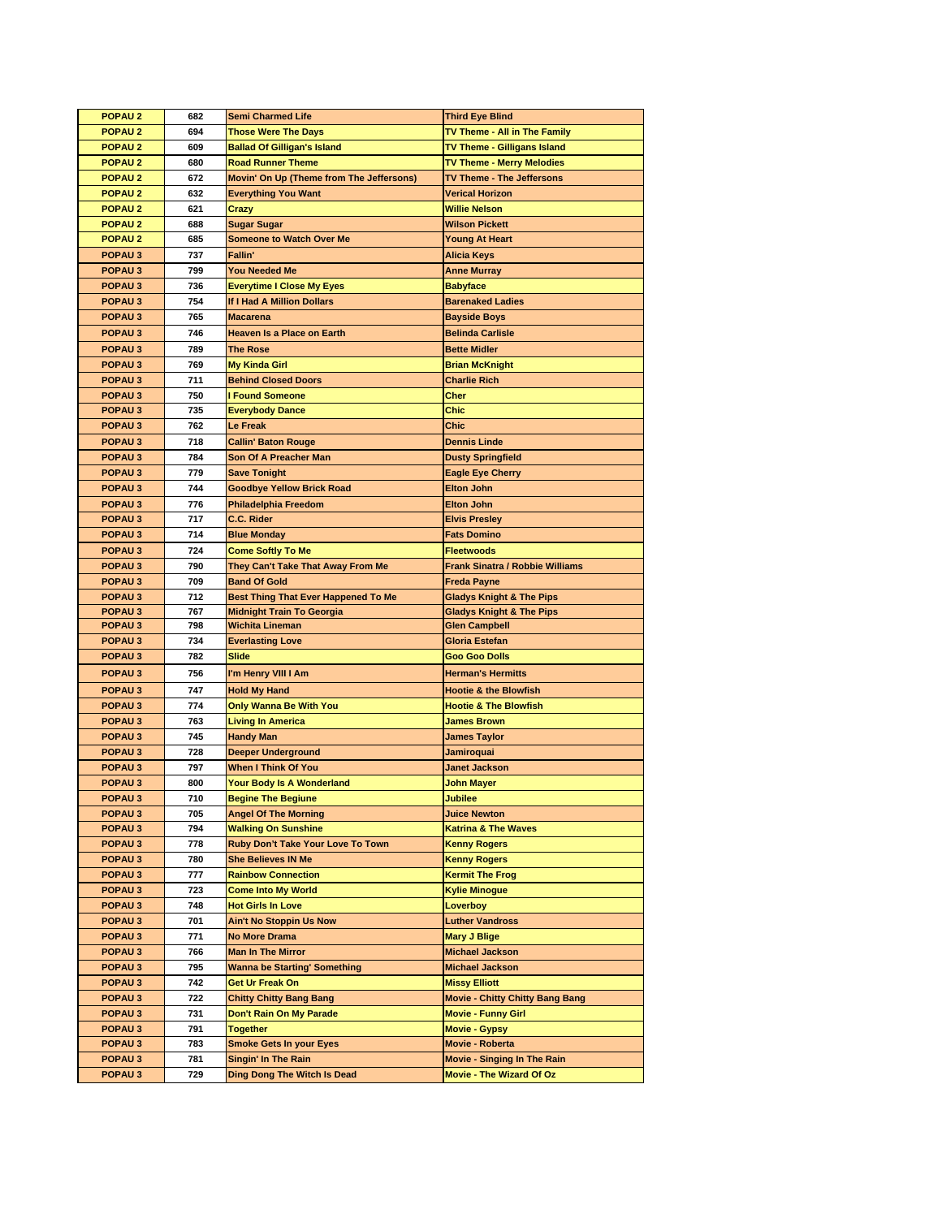| POPAU 2 | 682 | Semi Charmed Life | Third Eye Blind |
|---|---|---|---|
| POPAU 2 | 694 | Those Were The Days | TV Theme - All in The Family |
| POPAU 2 | 609 | Ballad Of Gilligan's Island | TV Theme - Gilligans Island |
| POPAU 2 | 680 | Road Runner Theme | TV Theme - Merry Melodies |
| POPAU 2 | 672 | Movin' On Up (Theme from The Jeffersons) | TV Theme - The Jeffersons |
| POPAU 2 | 632 | Everything You Want | Verical Horizon |
| POPAU 2 | 621 | Crazy | Willie Nelson |
| POPAU 2 | 688 | Sugar Sugar | Wilson Pickett |
| POPAU 2 | 685 | Someone to Watch Over Me | Young At Heart |
| POPAU 3 | 737 | Fallin' | Alicia Keys |
| POPAU 3 | 799 | You Needed Me | Anne Murray |
| POPAU 3 | 736 | Everytime I Close My Eyes | Babyface |
| POPAU 3 | 754 | If I Had A Million Dollars | Barenaked Ladies |
| POPAU 3 | 765 | Macarena | Bayside Boys |
| POPAU 3 | 746 | Heaven Is a Place on Earth | Belinda Carlisle |
| POPAU 3 | 789 | The Rose | Bette Midler |
| POPAU 3 | 769 | My Kinda Girl | Brian McKnight |
| POPAU 3 | 711 | Behind Closed Doors | Charlie Rich |
| POPAU 3 | 750 | I Found Someone | Cher |
| POPAU 3 | 735 | Everybody Dance | Chic |
| POPAU 3 | 762 | Le Freak | Chic |
| POPAU 3 | 718 | Callin' Baton Rouge | Dennis Linde |
| POPAU 3 | 784 | Son Of A Preacher Man | Dusty Springfield |
| POPAU 3 | 779 | Save Tonight | Eagle Eye Cherry |
| POPAU 3 | 744 | Goodbye Yellow Brick Road | Elton John |
| POPAU 3 | 776 | Philadelphia Freedom | Elton John |
| POPAU 3 | 717 | C.C. Rider | Elvis Presley |
| POPAU 3 | 714 | Blue Monday | Fats Domino |
| POPAU 3 | 724 | Come Softly To Me | Fleetwoods |
| POPAU 3 | 790 | They Can't Take That Away From Me | Frank Sinatra / Robbie Williams |
| POPAU 3 | 709 | Band Of Gold | Freda Payne |
| POPAU 3 | 712 | Best Thing That Ever Happened To Me | Gladys Knight & The Pips |
| POPAU 3 | 767 | Midnight Train To Georgia | Gladys Knight & The Pips |
| POPAU 3 | 798 | Wichita Lineman | Glen Campbell |
| POPAU 3 | 734 | Everlasting Love | Gloria Estefan |
| POPAU 3 | 782 | Slide | Goo Goo Dolls |
| POPAU 3 | 756 | I'm Henry VIII I Am | Herman's Hermitts |
| POPAU 3 | 747 | Hold My Hand | Hootie & the Blowfish |
| POPAU 3 | 774 | Only Wanna Be With You | Hootie & The Blowfish |
| POPAU 3 | 763 | Living In America | James Brown |
| POPAU 3 | 745 | Handy Man | James Taylor |
| POPAU 3 | 728 | Deeper Underground | Jamiroquai |
| POPAU 3 | 797 | When I Think Of You | Janet Jackson |
| POPAU 3 | 800 | Your Body Is A Wonderland | John Mayer |
| POPAU 3 | 710 | Begine The Begiune | Jubilee |
| POPAU 3 | 705 | Angel Of The Morning | Juice Newton |
| POPAU 3 | 794 | Walking On Sunshine | Katrina & The Waves |
| POPAU 3 | 778 | Ruby Don't Take Your Love To Town | Kenny Rogers |
| POPAU 3 | 780 | She Believes IN Me | Kenny Rogers |
| POPAU 3 | 777 | Rainbow Connection | Kermit The Frog |
| POPAU 3 | 723 | Come Into My World | Kylie Minogue |
| POPAU 3 | 748 | Hot Girls In Love | Loverboy |
| POPAU 3 | 701 | Ain't No Stoppin Us Now | Luther Vandross |
| POPAU 3 | 771 | No More Drama | Mary J Blige |
| POPAU 3 | 766 | Man In The Mirror | Michael Jackson |
| POPAU 3 | 795 | Wanna be Starting' Something | Michael Jackson |
| POPAU 3 | 742 | Get Ur Freak On | Missy Elliott |
| POPAU 3 | 722 | Chitty Chitty Bang Bang | Movie - Chitty Chitty Bang Bang |
| POPAU 3 | 731 | Don't Rain On My Parade | Movie - Funny Girl |
| POPAU 3 | 791 | Together | Movie - Gypsy |
| POPAU 3 | 783 | Smoke Gets In your Eyes | Movie - Roberta |
| POPAU 3 | 781 | Singin' In The Rain | Movie - Singing In The Rain |
| POPAU 3 | 729 | Ding Dong The Witch Is Dead | Movie - The Wizard Of Oz |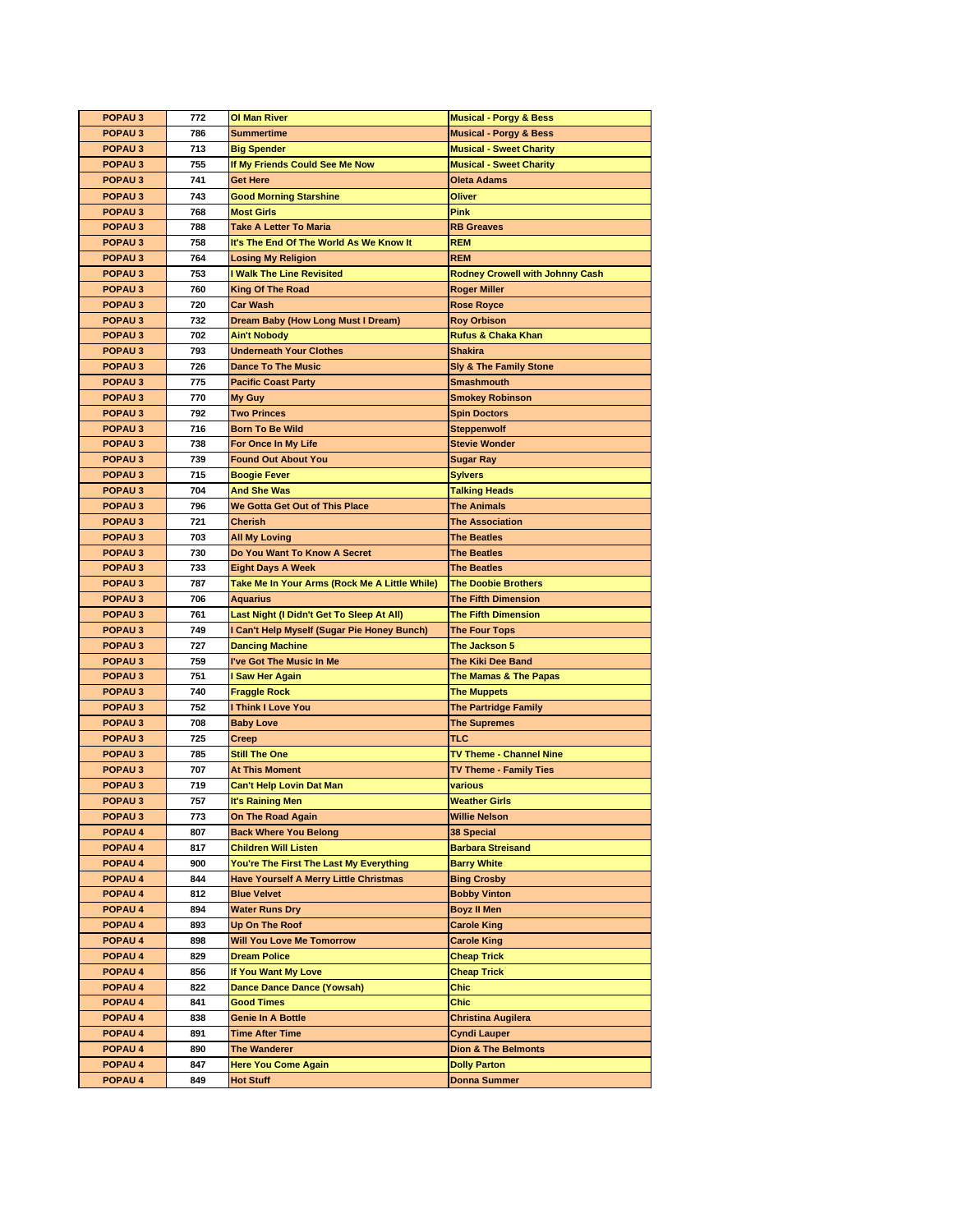| POPAU 3 | 772 | Ol Man River | Musical - Porgy & Bess |
|---|---|---|---|
| POPAU 3 | 786 | Summertime | Musical - Porgy & Bess |
| POPAU 3 | 713 | Big Spender | Musical - Sweet Charity |
| POPAU 3 | 755 | If My Friends Could See Me Now | Musical - Sweet Charity |
| POPAU 3 | 741 | Get Here | Oleta Adams |
| POPAU 3 | 743 | Good Morning Starshine | Oliver |
| POPAU 3 | 768 | Most Girls | Pink |
| POPAU 3 | 788 | Take A Letter To Maria | RB Greaves |
| POPAU 3 | 758 | It's The End Of The World As We Know It | REM |
| POPAU 3 | 764 | Losing My Religion | REM |
| POPAU 3 | 753 | I Walk The Line Revisited | Rodney Crowell with Johnny Cash |
| POPAU 3 | 760 | King Of The Road | Roger Miller |
| POPAU 3 | 720 | Car Wash | Rose Royce |
| POPAU 3 | 732 | Dream Baby (How Long Must I Dream) | Roy Orbison |
| POPAU 3 | 702 | Ain't Nobody | Rufus & Chaka Khan |
| POPAU 3 | 793 | Underneath Your Clothes | Shakira |
| POPAU 3 | 726 | Dance To The Music | Sly & The Family Stone |
| POPAU 3 | 775 | Pacific Coast Party | Smashmouth |
| POPAU 3 | 770 | My Guy | Smokey Robinson |
| POPAU 3 | 792 | Two Princes | Spin Doctors |
| POPAU 3 | 716 | Born To Be Wild | Steppenwolf |
| POPAU 3 | 738 | For Once In My Life | Stevie Wonder |
| POPAU 3 | 739 | Found Out About You | Sugar Ray |
| POPAU 3 | 715 | Boogie Fever | Sylvers |
| POPAU 3 | 704 | And She Was | Talking Heads |
| POPAU 3 | 796 | We Gotta Get Out of This Place | The Animals |
| POPAU 3 | 721 | Cherish | The Association |
| POPAU 3 | 703 | All My Loving | The Beatles |
| POPAU 3 | 730 | Do You Want To Know A Secret | The Beatles |
| POPAU 3 | 733 | Eight Days A Week | The Beatles |
| POPAU 3 | 787 | Take Me In Your Arms (Rock Me A Little While) | The Doobie Brothers |
| POPAU 3 | 706 | Aquarius | The Fifth Dimension |
| POPAU 3 | 761 | Last Night (I Didn't Get To Sleep At All) | The Fifth Dimension |
| POPAU 3 | 749 | I Can't Help Myself (Sugar Pie Honey Bunch) | The Four Tops |
| POPAU 3 | 727 | Dancing Machine | The Jackson 5 |
| POPAU 3 | 759 | I've Got The Music In Me | The Kiki Dee Band |
| POPAU 3 | 751 | I Saw Her Again | The Mamas & The Papas |
| POPAU 3 | 740 | Fraggle Rock | The Muppets |
| POPAU 3 | 752 | I Think I Love You | The Partridge Family |
| POPAU 3 | 708 | Baby Love | The Supremes |
| POPAU 3 | 725 | Creep | TLC |
| POPAU 3 | 785 | Still The One | TV Theme - Channel Nine |
| POPAU 3 | 707 | At This Moment | TV Theme - Family Ties |
| POPAU 3 | 719 | Can't Help Lovin Dat Man | various |
| POPAU 3 | 757 | It's Raining Men | Weather Girls |
| POPAU 3 | 773 | On The Road Again | Willie Nelson |
| POPAU 4 | 807 | Back Where You Belong | 38 Special |
| POPAU 4 | 817 | Children Will Listen | Barbara Streisand |
| POPAU 4 | 900 | You're The First The Last My Everything | Barry White |
| POPAU 4 | 844 | Have Yourself A Merry Little Christmas | Bing Crosby |
| POPAU 4 | 812 | Blue Velvet | Bobby Vinton |
| POPAU 4 | 894 | Water Runs Dry | Boyz II Men |
| POPAU 4 | 893 | Up On The Roof | Carole King |
| POPAU 4 | 898 | Will You Love Me Tomorrow | Carole King |
| POPAU 4 | 829 | Dream Police | Cheap Trick |
| POPAU 4 | 856 | If You Want My Love | Cheap Trick |
| POPAU 4 | 822 | Dance Dance Dance (Yowsah) | Chic |
| POPAU 4 | 841 | Good Times | Chic |
| POPAU 4 | 838 | Genie In A Bottle | Christina Augilera |
| POPAU 4 | 891 | Time After Time | Cyndi Lauper |
| POPAU 4 | 890 | The Wanderer | Dion & The Belmonts |
| POPAU 4 | 847 | Here You Come Again | Dolly Parton |
| POPAU 4 | 849 | Hot Stuff | Donna Summer |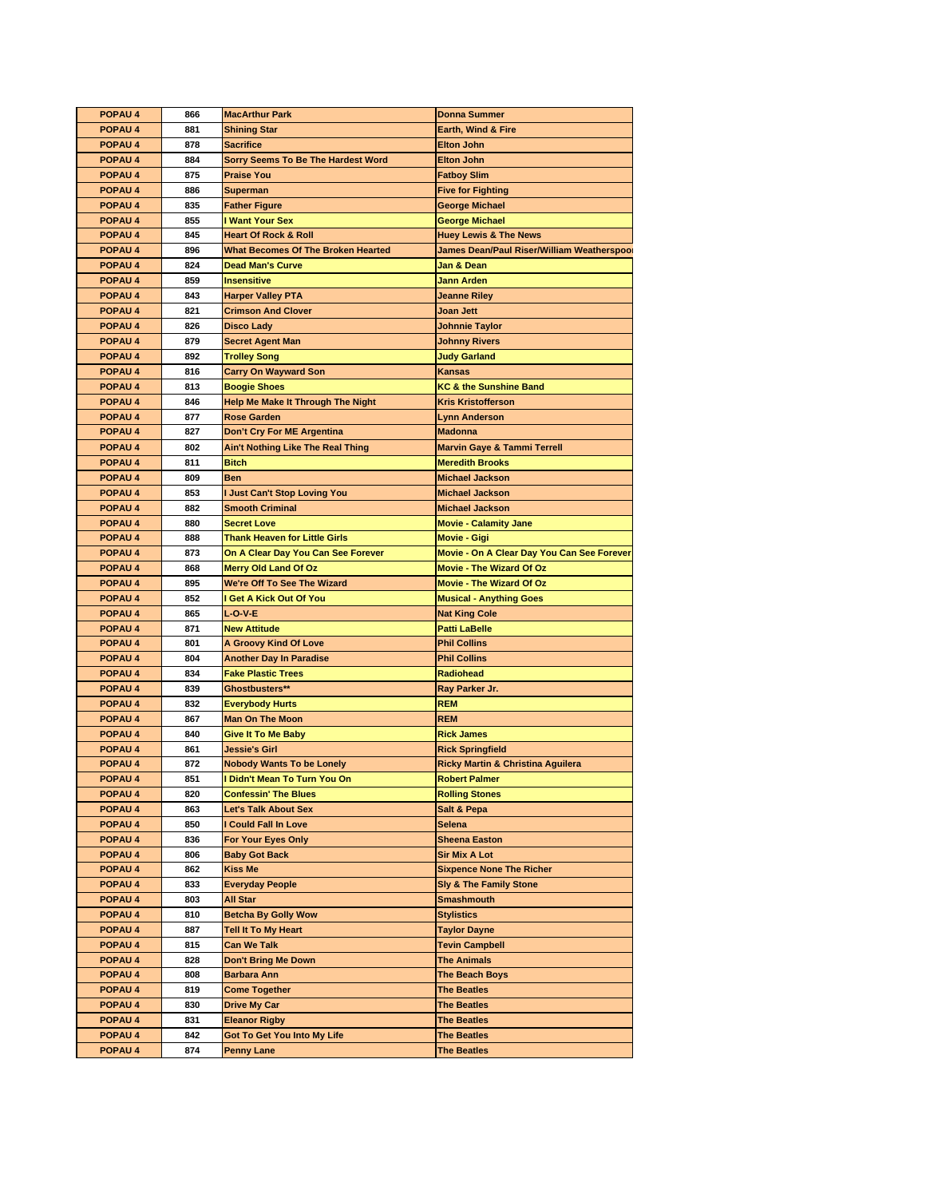| POPAU 4 | 866 | MacArthur Park | Donna Summer |
|---|---|---|---|
| POPAU 4 | 881 | Shining Star | Earth, Wind & Fire |
| POPAU 4 | 878 | Sacrifice | Elton John |
| POPAU 4 | 884 | Sorry Seems To Be The Hardest Word | Elton John |
| POPAU 4 | 875 | Praise You | Fatboy Slim |
| POPAU 4 | 886 | Superman | Five for Fighting |
| POPAU 4 | 835 | Father Figure | George Michael |
| POPAU 4 | 855 | I Want Your Sex | George Michael |
| POPAU 4 | 845 | Heart Of Rock & Roll | Huey Lewis & The News |
| POPAU 4 | 896 | What Becomes Of The Broken Hearted | James Dean/Paul Riser/William Weatherspoon |
| POPAU 4 | 824 | Dead Man's Curve | Jan & Dean |
| POPAU 4 | 859 | Insensitive | Jann Arden |
| POPAU 4 | 843 | Harper Valley PTA | Jeanne Riley |
| POPAU 4 | 821 | Crimson And Clover | Joan Jett |
| POPAU 4 | 826 | Disco Lady | Johnnie Taylor |
| POPAU 4 | 879 | Secret Agent Man | Johnny Rivers |
| POPAU 4 | 892 | Trolley Song | Judy Garland |
| POPAU 4 | 816 | Carry On Wayward Son | Kansas |
| POPAU 4 | 813 | Boogie Shoes | KC & the Sunshine Band |
| POPAU 4 | 846 | Help Me Make It Through The Night | Kris Kristofferson |
| POPAU 4 | 877 | Rose Garden | Lynn Anderson |
| POPAU 4 | 827 | Don't Cry For ME Argentina | Madonna |
| POPAU 4 | 802 | Ain't Nothing Like The Real Thing | Marvin Gaye & Tammi Terrell |
| POPAU 4 | 811 | Bitch | Meredith Brooks |
| POPAU 4 | 809 | Ben | Michael Jackson |
| POPAU 4 | 853 | I Just Can't Stop Loving You | Michael Jackson |
| POPAU 4 | 882 | Smooth Criminal | Michael Jackson |
| POPAU 4 | 880 | Secret Love | Movie - Calamity Jane |
| POPAU 4 | 888 | Thank Heaven for Little Girls | Movie - Gigi |
| POPAU 4 | 873 | On A Clear Day You Can See Forever | Movie - On A Clear Day You Can See Forever |
| POPAU 4 | 868 | Merry Old Land Of Oz | Movie - The Wizard Of Oz |
| POPAU 4 | 895 | We're Off To See The Wizard | Movie - The Wizard Of Oz |
| POPAU 4 | 852 | I Get A Kick Out Of You | Musical - Anything Goes |
| POPAU 4 | 865 | L-O-V-E | Nat King Cole |
| POPAU 4 | 871 | New Attitude | Patti LaBelle |
| POPAU 4 | 801 | A Groovy Kind Of Love | Phil Collins |
| POPAU 4 | 804 | Another Day In Paradise | Phil Collins |
| POPAU 4 | 834 | Fake Plastic Trees | Radiohead |
| POPAU 4 | 839 | Ghostbusters** | Ray Parker Jr. |
| POPAU 4 | 832 | Everybody Hurts | REM |
| POPAU 4 | 867 | Man On The Moon | REM |
| POPAU 4 | 840 | Give It To Me Baby | Rick James |
| POPAU 4 | 861 | Jessie's Girl | Rick Springfield |
| POPAU 4 | 872 | Nobody Wants To be Lonely | Ricky Martin & Christina Aguilera |
| POPAU 4 | 851 | I Didn't Mean To Turn You On | Robert Palmer |
| POPAU 4 | 820 | Confessin' The Blues | Rolling Stones |
| POPAU 4 | 863 | Let's Talk About Sex | Salt & Pepa |
| POPAU 4 | 850 | I Could Fall In Love | Selena |
| POPAU 4 | 836 | For Your Eyes Only | Sheena Easton |
| POPAU 4 | 806 | Baby Got Back | Sir Mix A Lot |
| POPAU 4 | 862 | Kiss Me | Sixpence None The Richer |
| POPAU 4 | 833 | Everyday People | Sly & The Family Stone |
| POPAU 4 | 803 | All Star | Smashmouth |
| POPAU 4 | 810 | Betcha By Golly Wow | Stylistics |
| POPAU 4 | 887 | Tell It To My Heart | Taylor Dayne |
| POPAU 4 | 815 | Can We Talk | Tevin Campbell |
| POPAU 4 | 828 | Don't Bring Me Down | The Animals |
| POPAU 4 | 808 | Barbara Ann | The Beach Boys |
| POPAU 4 | 819 | Come Together | The Beatles |
| POPAU 4 | 830 | Drive My Car | The Beatles |
| POPAU 4 | 831 | Eleanor Rigby | The Beatles |
| POPAU 4 | 842 | Got To Get You Into My Life | The Beatles |
| POPAU 4 | 874 | Penny Lane | The Beatles |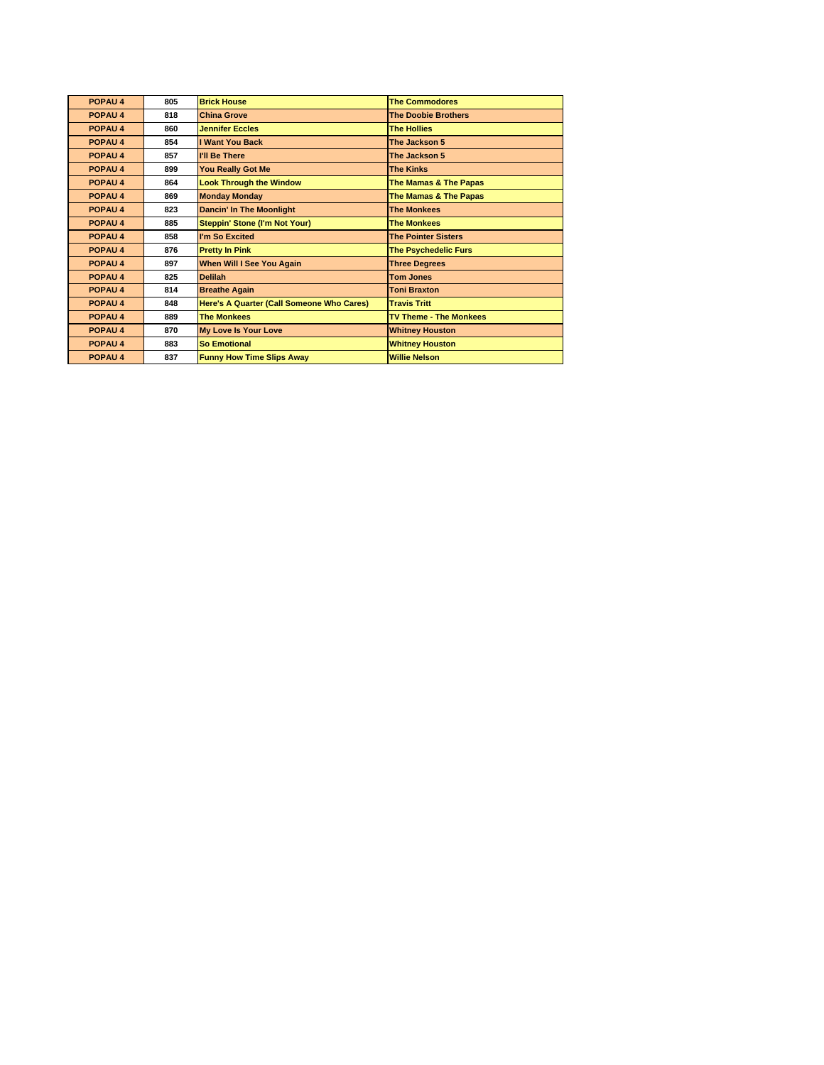| | | | |
|---|---|---|---|
| **POPAU 4** | **805** | **Brick House** | **The Commodores** |
| **POPAU 4** | **818** | **China Grove** | **The Doobie Brothers** |
| **POPAU 4** | **860** | **Jennifer Eccles** | **The Hollies** |
| **POPAU 4** | **854** | **I Want You Back** | **The Jackson 5** |
| **POPAU 4** | **857** | **I'll Be There** | **The Jackson 5** |
| **POPAU 4** | **899** | **You Really Got Me** | **The Kinks** |
| **POPAU 4** | **864** | **Look Through the Window** | **The Mamas & The Papas** |
| **POPAU 4** | **869** | **Monday Monday** | **The Mamas & The Papas** |
| **POPAU 4** | **823** | **Dancin' In The Moonlight** | **The Monkees** |
| **POPAU 4** | **885** | **Steppin' Stone (I'm Not Your)** | **The Monkees** |
| **POPAU 4** | **858** | **I'm So Excited** | **The Pointer Sisters** |
| **POPAU 4** | **876** | **Pretty In Pink** | **The Psychedelic Furs** |
| **POPAU 4** | **897** | **When Will I See You Again** | **Three Degrees** |
| **POPAU 4** | **825** | **Delilah** | **Tom Jones** |
| **POPAU 4** | **814** | **Breathe Again** | **Toni Braxton** |
| **POPAU 4** | **848** | **Here's A Quarter (Call Someone Who Cares)** | **Travis Tritt** |
| **POPAU 4** | **889** | **The Monkees** | **TV Theme - The Monkees** |
| **POPAU 4** | **870** | **My Love Is Your Love** | **Whitney Houston** |
| **POPAU 4** | **883** | **So Emotional** | **Whitney Houston** |
| **POPAU 4** | **837** | **Funny How Time Slips Away** | **Willie Nelson** |